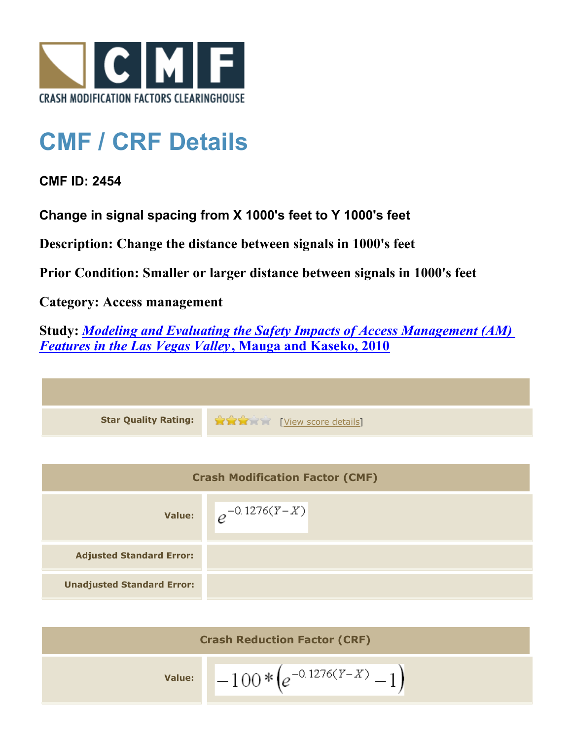# CMF / CRF Details

**CMF ID: 2454**

**Change in signal spacing from X 1000's feet to Y 1000's feet**

**Description: Change the distance between signals in 1000's feet**

**Prior Condition: Smaller or larger distance between signals in 1000's feet**

**Category: Access management**

**Study: *Modeling and Evaluating the Safety Impacts of Access Management (AM) Features in the Las Vegas Valley*, Mauga and Kaseko, 2010**

| | |
|---|---|
| **Star Quality Rating:** | 3 of 5 stars [View score details] |

| Crash Modification Factor (CMF) | |
|---|---|
| **Value:** | $e^{-0.1276(Y-X)}$ |
| **Adjusted Standard Error:** | |
| **Unadjusted Standard Error:** | |

| Crash Reduction Factor (CRF) | |
|---|---|
| **Value:** | $-100*\left(e^{-0.1276(Y-X)}-1\right)$ |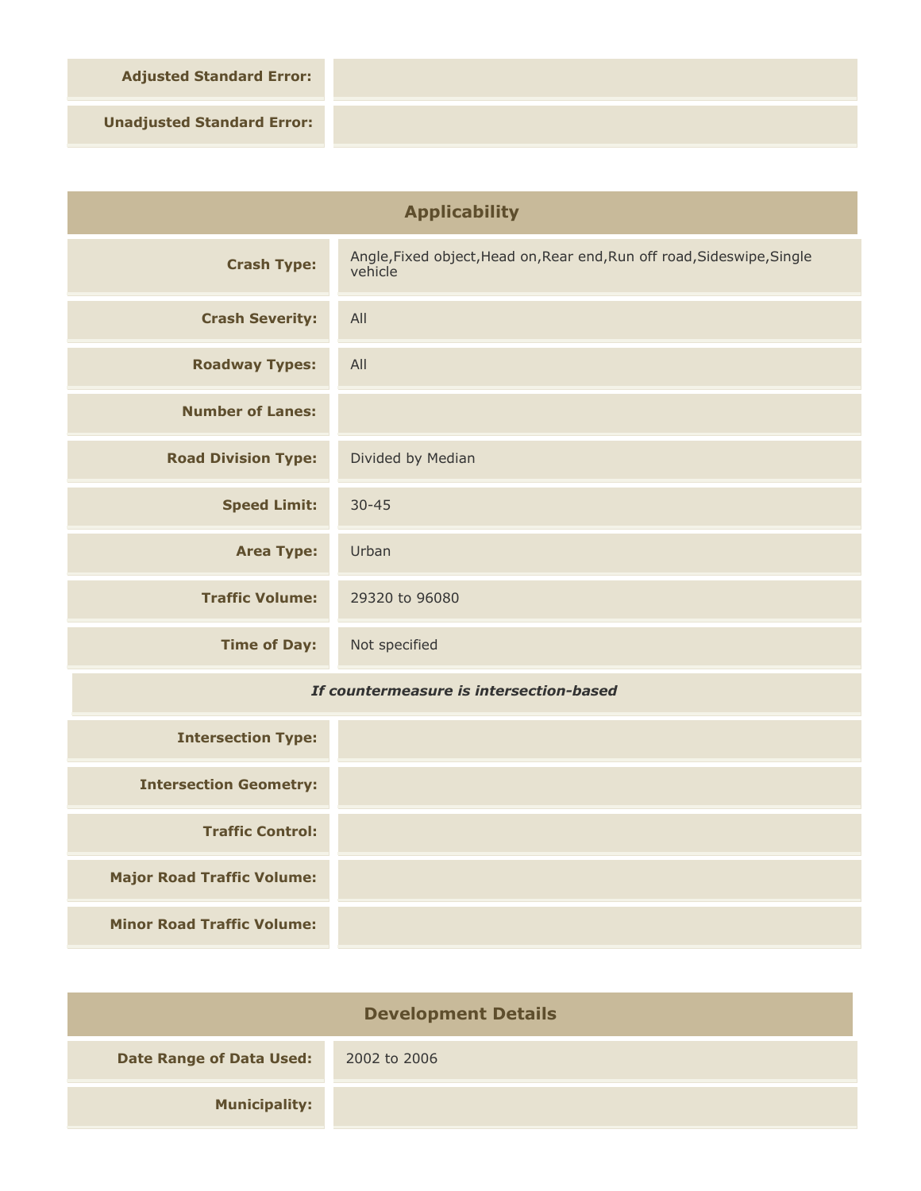| | |
|---|---|
| **Adjusted Standard Error:** | |
| **Unadjusted Standard Error:** | |

## Applicability

| | |
|---|---|
| **Crash Type:** | Angle,Fixed object,Head on,Rear end,Run off road,Sideswipe,Single vehicle |
| **Crash Severity:** | All |
| **Roadway Types:** | All |
| **Number of Lanes:** | |
| **Road Division Type:** | Divided by Median |
| **Speed Limit:** | 30-45 |
| **Area Type:** | Urban |
| **Traffic Volume:** | 29320 to 96080 |
| **Time of Day:** | Not specified |

*If countermeasure is intersection-based*

| | |
|---|---|
| **Intersection Type:** | |
| **Intersection Geometry:** | |
| **Traffic Control:** | |
| **Major Road Traffic Volume:** | |
| **Minor Road Traffic Volume:** | |

## Development Details

| | |
|---|---|
| **Date Range of Data Used:** | 2002 to 2006 |
| **Municipality:** | |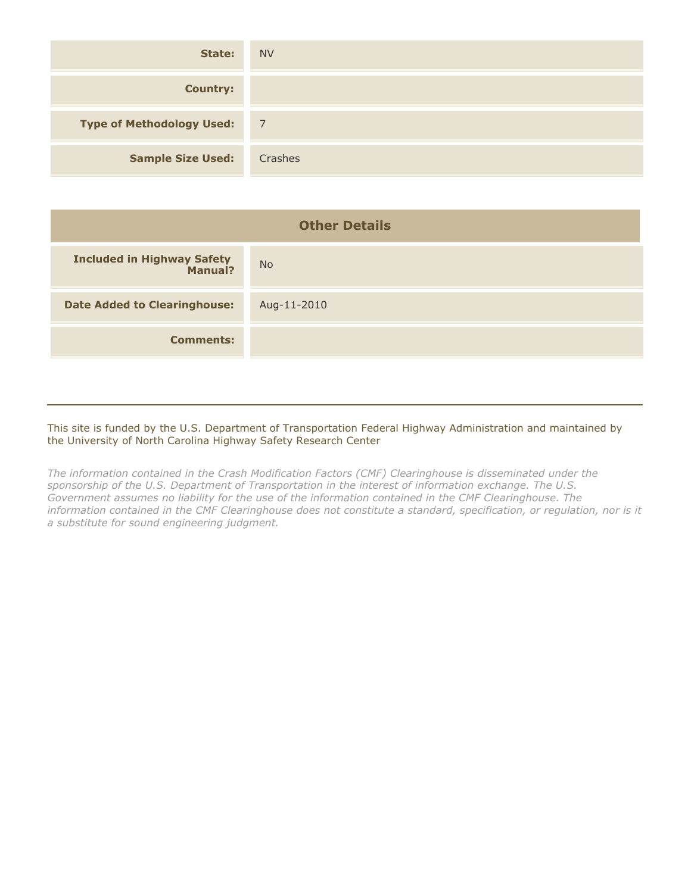| | |
|---|---|
| **State:** | NV |
| **Country:** | |
| **Type of Methodology Used:** | 7 |
| **Sample Size Used:** | Crashes |

## Other Details

| | |
|---|---|
| **Included in Highway Safety Manual?** | No |
| **Date Added to Clearinghouse:** | Aug-11-2010 |
| **Comments:** | |

---

This site is funded by the U.S. Department of Transportation Federal Highway Administration and maintained by the University of North Carolina Highway Safety Research Center

*The information contained in the Crash Modification Factors (CMF) Clearinghouse is disseminated under the sponsorship of the U.S. Department of Transportation in the interest of information exchange. The U.S. Government assumes no liability for the use of the information contained in the CMF Clearinghouse. The information contained in the CMF Clearinghouse does not constitute a standard, specification, or regulation, nor is it a substitute for sound engineering judgment.*